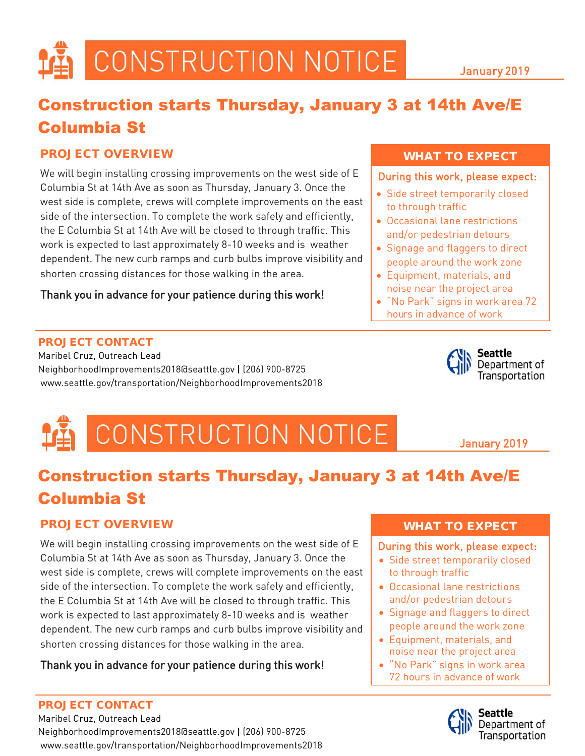# CONSTRUCTION NOTICE

January 2019

## Construction starts Thursday, January 3 at 14th Ave/E Columbia St

### PROJECT OVERVIEW

We will begin installing crossing improvements on the west side of E Columbia St at 14th Ave as soon as Thursday, January 3. Once the west side is complete, crews will complete improvements on the east side of the intersection. To complete the work safely and efficiently, the E Columbia St at 14th Ave will be closed to through traffic. This work is expected to last approximately 8-10 weeks and is weather dependent. The new curb ramps and curb bulbs improve visibility and shorten crossing distances for those walking in the area.

Thank you in advance for your patience during this work!

### WHAT TO EXPECT

During this work, please expect:

- Side street temporarily closed to through traffic
- Occasional lane restrictions and/or pedestrian detours
- Signage and flaggers to direct people around the work zone
- Equipment, materials, and noise near the project area
- "No Park" signs in work area 72 hours in advance of work

### PROJECT CONTACT

Maribel Cruz, Outreach Lead
NeighborhoodImprovements2018@seattle.gov | (206) 900-8725
www.seattle.gov/transportation/NeighborhoodImprovements2018

Seattle Department of Transportation

# CONSTRUCTION NOTICE

January 2019

## Construction starts Thursday, January 3 at 14th Ave/E Columbia St

### PROJECT OVERVIEW

We will begin installing crossing improvements on the west side of E Columbia St at 14th Ave as soon as Thursday, January 3. Once the west side is complete, crews will complete improvements on the east side of the intersection. To complete the work safely and efficiently, the E Columbia St at 14th Ave will be closed to through traffic. This work is expected to last approximately 8-10 weeks and is weather dependent. The new curb ramps and curb bulbs improve visibility and shorten crossing distances for those walking in the area.

Thank you in advance for your patience during this work!

### WHAT TO EXPECT

During this work, please expect:

- Side street temporarily closed to through traffic
- Occasional lane restrictions and/or pedestrian detours
- Signage and flaggers to direct people around the work zone
- Equipment, materials, and noise near the project area
- "No Park" signs in work area 72 hours in advance of work

### PROJECT CONTACT

Maribel Cruz, Outreach Lead
NeighborhoodImprovements2018@seattle.gov | (206) 900-8725
www.seattle.gov/transportation/NeighborhoodImprovements2018

Seattle Department of Transportation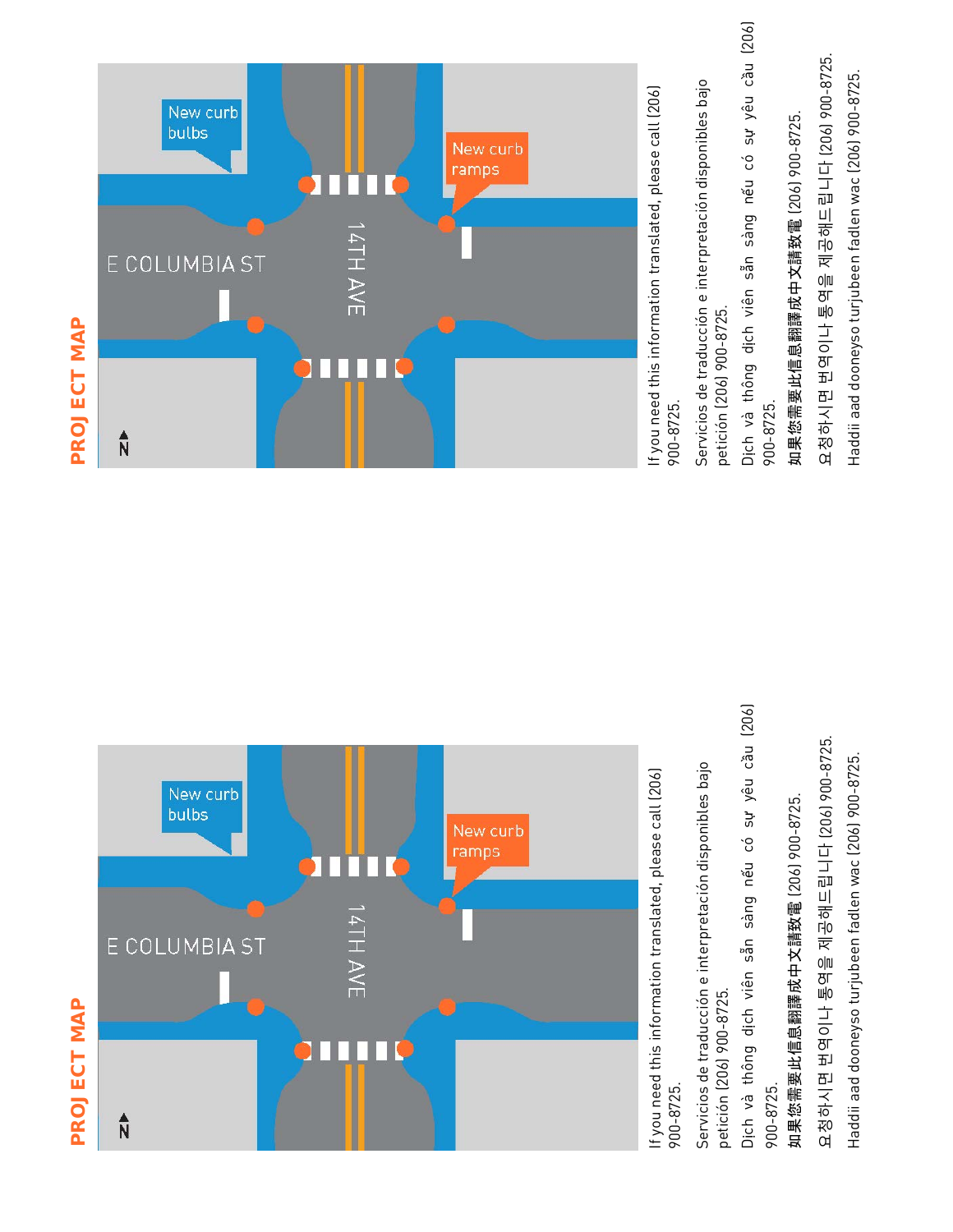## PROJECT MAP

N

New curb bulbs

New curb ramps

E COLUMBIA ST

14TH AVE

If you need this information translated, please call (206) 900-8725.

Servicios de traducción e interpretación disponibles bajo petición (206) 900-8725.

Dịch và thông dịch viên sẵn sàng nếu có sự yêu cầu (206) 900-8725.

如果您需要此信息翻譯成中文請致電 (206) 900-8725.

요청하시면 번역이나 통역을 제공해드립니다 (206) 900-8725.

Haddii aad dooneyso turjubeen fadlen wac (206) 900-8725.

## PROJECT MAP

N

New curb bulbs

New curb ramps

E COLUMBIA ST

14TH AVE

If you need this information translated, please call (206) 900-8725.

Servicios de traducción e interpretación disponibles bajo petición (206) 900-8725.

Dịch và thông dịch viên sẵn sàng nếu có sự yêu cầu (206) 900-8725.

如果您需要此信息翻譯成中文請致電 (206) 900-8725.

요청하시면 번역이나 통역을 제공해드립니다 (206) 900-8725.

Haddii aad dooneyso turjubeen fadlen wac (206) 900-8725.